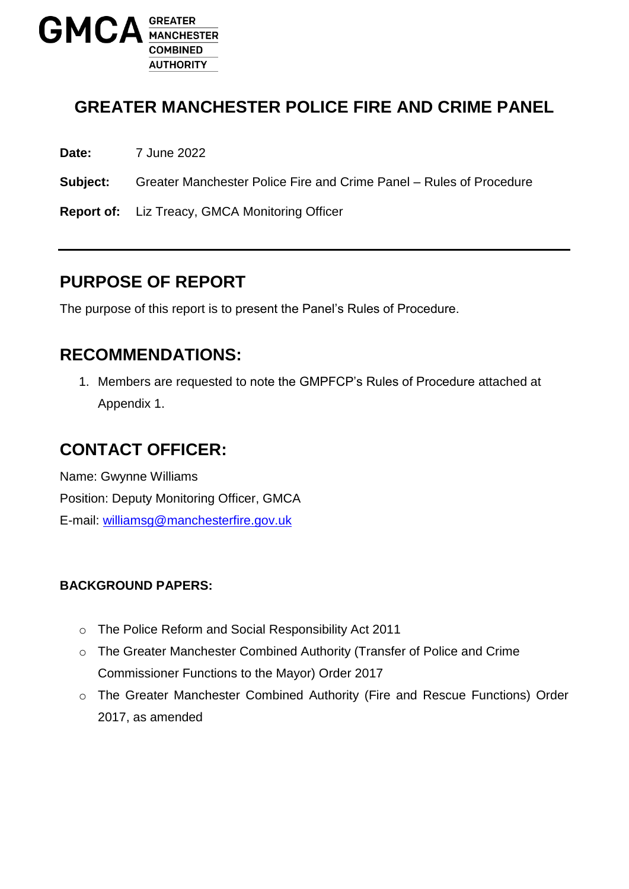GMCA GREATER MANCHESTER COMBINED AUTHORITY

# GREATER MANCHESTER POLICE FIRE AND CRIME PANEL

**Date:** 7 June 2022

**Subject:** Greater Manchester Police Fire and Crime Panel – Rules of Procedure

**Report of:** Liz Treacy, GMCA Monitoring Officer

---

## PURPOSE OF REPORT

The purpose of this report is to present the Panel's Rules of Procedure.

## RECOMMENDATIONS:

1. Members are requested to note the GMPFCP's Rules of Procedure attached at Appendix 1.

## CONTACT OFFICER:

Name: Gwynne Williams

Position: Deputy Monitoring Officer, GMCA

E-mail: williamsg@manchesterfire.gov.uk

**BACKGROUND PAPERS:**

- The Police Reform and Social Responsibility Act 2011
- The Greater Manchester Combined Authority (Transfer of Police and Crime Commissioner Functions to the Mayor) Order 2017
- The Greater Manchester Combined Authority (Fire and Rescue Functions) Order 2017, as amended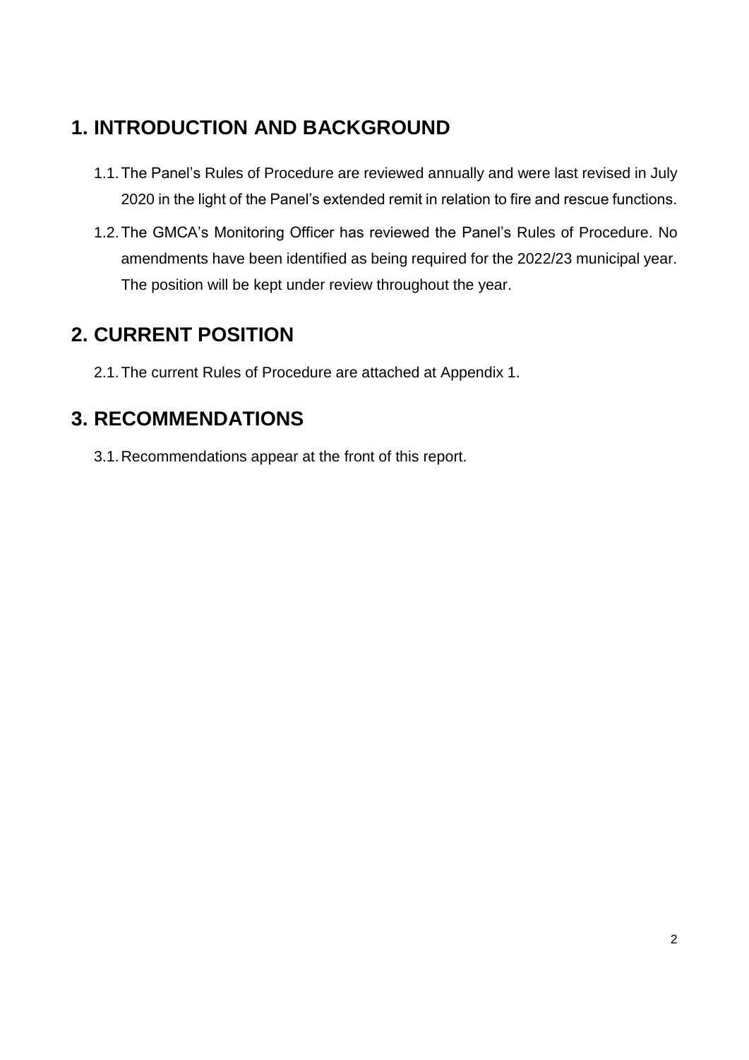## 1. INTRODUCTION AND BACKGROUND

1.1. The Panel's Rules of Procedure are reviewed annually and were last revised in July 2020 in the light of the Panel's extended remit in relation to fire and rescue functions.

1.2. The GMCA's Monitoring Officer has reviewed the Panel's Rules of Procedure. No amendments have been identified as being required for the 2022/23 municipal year. The position will be kept under review throughout the year.

## 2. CURRENT POSITION

2.1. The current Rules of Procedure are attached at Appendix 1.

## 3. RECOMMENDATIONS

3.1. Recommendations appear at the front of this report.